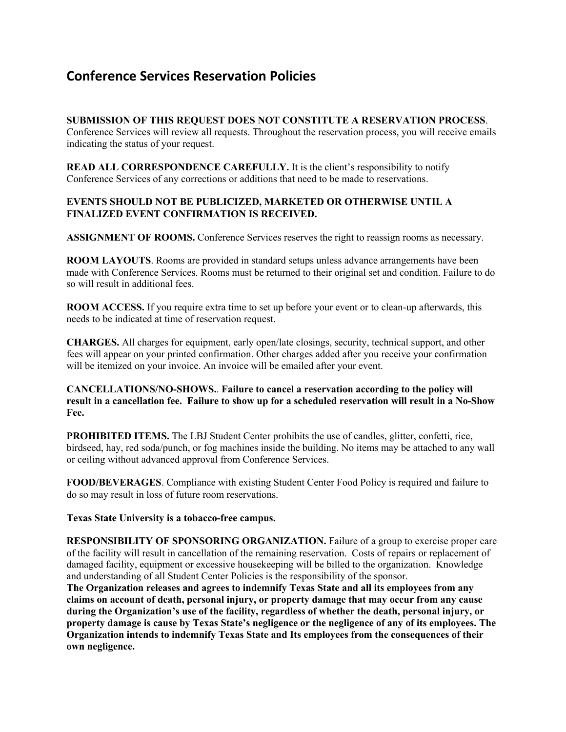# Conference Services Reservation Policies

**SUBMISSION OF THIS REQUEST DOES NOT CONSTITUTE A RESERVATION PROCESS**. Conference Services will review all requests. Throughout the reservation process, you will receive emails indicating the status of your request.

**READ ALL CORRESPONDENCE CAREFULLY.** It is the client's responsibility to notify Conference Services of any corrections or additions that need to be made to reservations.

**EVENTS SHOULD NOT BE PUBLICIZED, MARKETED OR OTHERWISE UNTIL A FINALIZED EVENT CONFIRMATION IS RECEIVED.**

**ASSIGNMENT OF ROOMS.** Conference Services reserves the right to reassign rooms as necessary.

**ROOM LAYOUTS**. Rooms are provided in standard setups unless advance arrangements have been made with Conference Services. Rooms must be returned to their original set and condition. Failure to do so will result in additional fees.

**ROOM ACCESS.** If you require extra time to set up before your event or to clean-up afterwards, this needs to be indicated at time of reservation request.

**CHARGES.** All charges for equipment, early open/late closings, security, technical support, and other fees will appear on your printed confirmation. Other charges added after you receive your confirmation will be itemized on your invoice. An invoice will be emailed after your event.

**CANCELLATIONS/NO-SHOWS.. Failure to cancel a reservation according to the policy will result in a cancellation fee. Failure to show up for a scheduled reservation will result in a No-Show Fee.**

**PROHIBITED ITEMS.** The LBJ Student Center prohibits the use of candles, glitter, confetti, rice, birdseed, hay, red soda/punch, or fog machines inside the building. No items may be attached to any wall or ceiling without advanced approval from Conference Services.

**FOOD/BEVERAGES**. Compliance with existing Student Center Food Policy is required and failure to do so may result in loss of future room reservations.

**Texas State University is a tobacco-free campus.**

**RESPONSIBILITY OF SPONSORING ORGANIZATION.** Failure of a group to exercise proper care of the facility will result in cancellation of the remaining reservation. Costs of repairs or replacement of damaged facility, equipment or excessive housekeeping will be billed to the organization. Knowledge and understanding of all Student Center Policies is the responsibility of the sponsor.
**The Organization releases and agrees to indemnify Texas State and all its employees from any claims on account of death, personal injury, or property damage that may occur from any cause during the Organization's use of the facility, regardless of whether the death, personal injury, or property damage is cause by Texas State's negligence or the negligence of any of its employees. The Organization intends to indemnify Texas State and Its employees from the consequences of their own negligence.**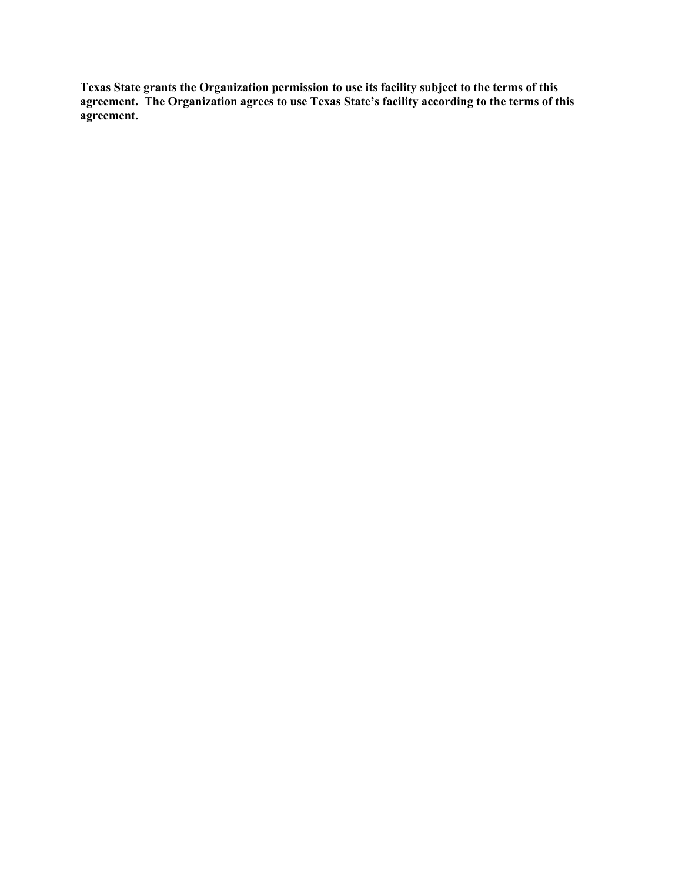**Texas State grants the Organization permission to use its facility subject to the terms of this agreement. The Organization agrees to use Texas State's facility according to the terms of this agreement.**